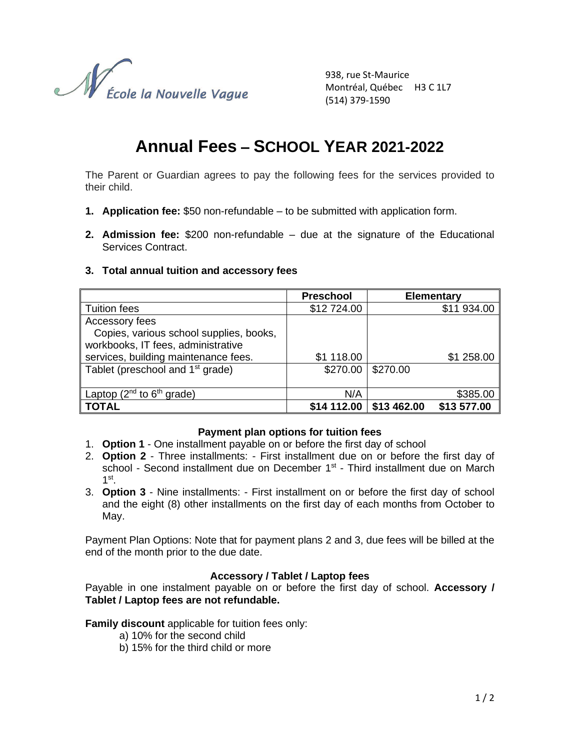École la Nouvelle Vague

938, rue St-Maurice
Montréal, Québec H3 C 1L7
(514) 379-1590

# Annual Fees – SCHOOL YEAR 2021-2022

The Parent or Guardian agrees to pay the following fees for the services provided to their child.

1. **Application fee:** $50 non-refundable – to be submitted with application form.
2. **Admission fee:** $200 non-refundable – due at the signature of the Educational Services Contract.
3. **Total annual tuition and accessory fees**

| | Preschool | Elementary | |
|---|---|---|---|
| Tuition fees | $12 724.00 | | $11 934.00 |
| Accessory fees<br>Copies, various school supplies, books, workbooks, IT fees, administrative services, building maintenance fees. | $1 118.00 | | $1 258.00 |
| Tablet (preschool and 1st grade) | $270.00 | $270.00 | |
| Laptop (2nd to 6th grade) | N/A | | $385.00 |
| **TOTAL** | **$14 112.00** | **$13 462.00** | **$13 577.00** |

### Payment plan options for tuition fees

1. **Option 1** - One installment payable on or before the first day of school
2. **Option 2** - Three installments: - First installment due on or before the first day of school - Second installment due on December 1st - Third installment due on March 1st.
3. **Option 3** - Nine installments: - First installment on or before the first day of school and the eight (8) other installments on the first day of each months from October to May.

Payment Plan Options: Note that for payment plans 2 and 3, due fees will be billed at the end of the month prior to the due date.

### Accessory / Tablet / Laptop fees

Payable in one instalment payable on or before the first day of school. **Accessory / Tablet / Laptop fees are not refundable.**

**Family discount** applicable for tuition fees only:

a) 10% for the second child
b) 15% for the third child or more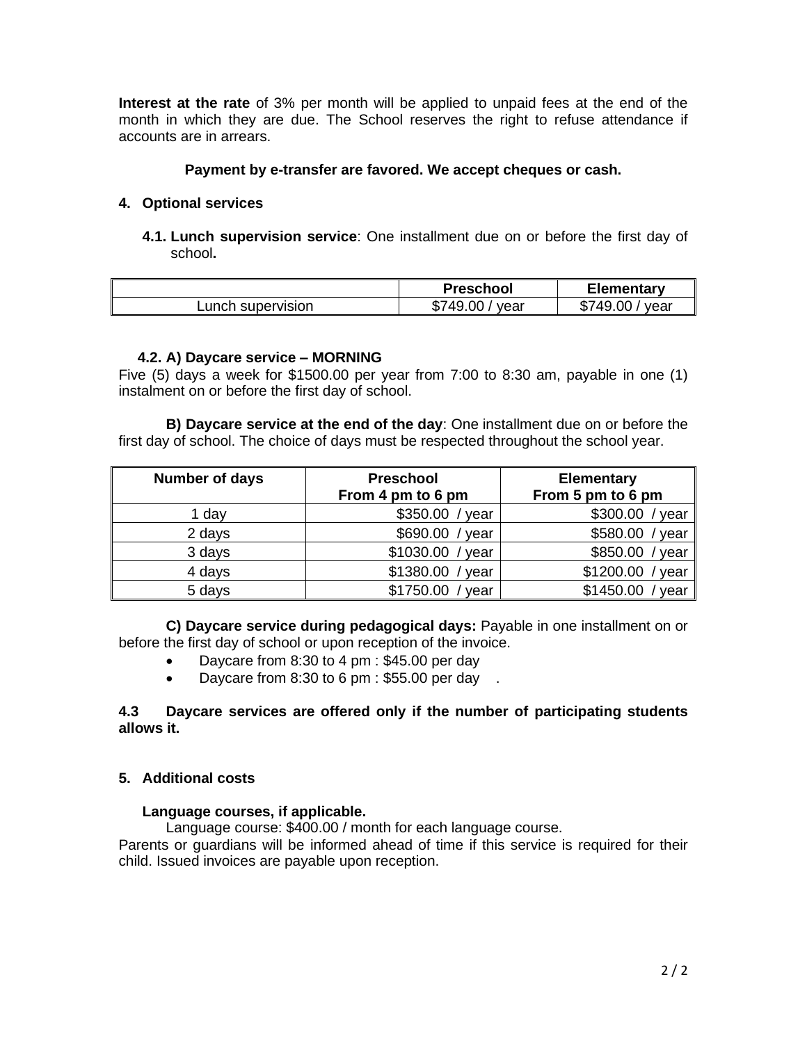**Interest at the rate** of 3% per month will be applied to unpaid fees at the end of the month in which they are due. The School reserves the right to refuse attendance if accounts are in arrears.

**Payment by e-transfer are favored. We accept cheques or cash.**

## 4. Optional services

**4.1. Lunch supervision service**: One installment due on or before the first day of school**.**

| | Preschool | Elementary |
|---|---|---|
| Lunch supervision | $749.00 / year | $749.00 / year |

**4.2. A) Daycare service – MORNING**

Five (5) days a week for $1500.00 per year from 7:00 to 8:30 am, payable in one (1) instalment on or before the first day of school.

**B) Daycare service at the end of the day**: One installment due on or before the first day of school. The choice of days must be respected throughout the school year.

| Number of days | Preschool From 4 pm to 6 pm | Elementary From 5 pm to 6 pm |
|---|---|---|
| 1 day | $350.00 / year | $300.00 / year |
| 2 days | $690.00 / year | $580.00 / year |
| 3 days | $1030.00 / year | $850.00 / year |
| 4 days | $1380.00 / year | $1200.00 / year |
| 5 days | $1750.00 / year | $1450.00 / year |

**C) Daycare service during pedagogical days:** Payable in one installment on or before the first day of school or upon reception of the invoice.

- Daycare from 8:30 to 4 pm : $45.00 per day
- Daycare from 8:30 to 6 pm : $55.00 per day .

**4.3 Daycare services are offered only if the number of participating students allows it.**

## 5. Additional costs

**Language courses, if applicable.**

Language course: $400.00 / month for each language course.

Parents or guardians will be informed ahead of time if this service is required for their child. Issued invoices are payable upon reception.